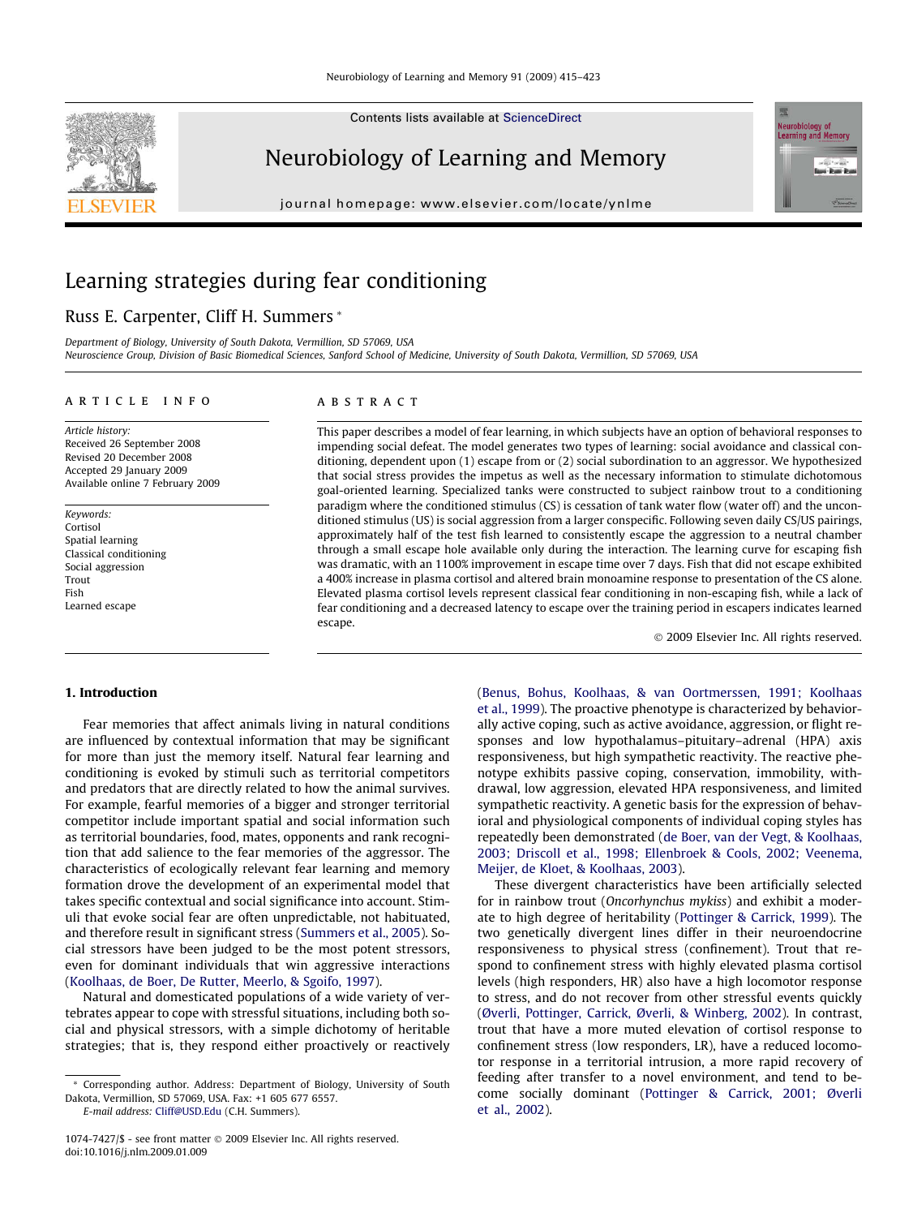# Learning strategies during fear conditioning

Russ E. Carpenter, Cliff H. Summers *

Department of Biology, University of South Dakota, Vermillion, SD 57069, USA
Neuroscience Group, Division of Basic Biomedical Sciences, Sanford School of Medicine, University of South Dakota, Vermillion, SD 57069, USA

## ARTICLE INFO

*Article history:*
Received 26 September 2008
Revised 20 December 2008
Accepted 29 January 2009
Available online 7 February 2009

*Keywords:*
Cortisol
Spatial learning
Classical conditioning
Social aggression
Trout
Fish
Learned escape

## ABSTRACT

This paper describes a model of fear learning, in which subjects have an option of behavioral responses to impending social defeat. The model generates two types of learning: social avoidance and classical conditioning, dependent upon (1) escape from or (2) social subordination to an aggressor. We hypothesized that social stress provides the impetus as well as the necessary information to stimulate dichotomous goal-oriented learning. Specialized tanks were constructed to subject rainbow trout to a conditioning paradigm where the conditioned stimulus (CS) is cessation of tank water flow (water off) and the unconditioned stimulus (US) is social aggression from a larger conspecific. Following seven daily CS/US pairings, approximately half of the test fish learned to consistently escape the aggression to a neutral chamber through a small escape hole available only during the interaction. The learning curve for escaping fish was dramatic, with an 1100% improvement in escape time over 7 days. Fish that did not escape exhibited a 400% increase in plasma cortisol and altered brain monoamine response to presentation of the CS alone. Elevated plasma cortisol levels represent classical fear conditioning in non-escaping fish, while a lack of fear conditioning and a decreased latency to escape over the training period in escapers indicates learned escape.

© 2009 Elsevier Inc. All rights reserved.

## 1. Introduction

Fear memories that affect animals living in natural conditions are influenced by contextual information that may be significant for more than just the memory itself. Natural fear learning and conditioning is evoked by stimuli such as territorial competitors and predators that are directly related to how the animal survives. For example, fearful memories of a bigger and stronger territorial competitor include important spatial and social information such as territorial boundaries, food, mates, opponents and rank recognition that add salience to the fear memories of the aggressor. The characteristics of ecologically relevant fear learning and memory formation drove the development of an experimental model that takes specific contextual and social significance into account. Stimuli that evoke social fear are often unpredictable, not habituated, and therefore result in significant stress (Summers et al., 2005). Social stressors have been judged to be the most potent stressors, even for dominant individuals that win aggressive interactions (Koolhaas, de Boer, De Rutter, Meerlo, & Sgoifo, 1997).

Natural and domesticated populations of a wide variety of vertebrates appear to cope with stressful situations, including both social and physical stressors, with a simple dichotomy of heritable strategies; that is, they respond either proactively or reactively (Benus, Bohus, Koolhaas, & van Oortmerssen, 1991; Koolhaas et al., 1999). The proactive phenotype is characterized by behaviorally active coping, such as active avoidance, aggression, or flight responses and low hypothalamus–pituitary–adrenal (HPA) axis responsiveness, but high sympathetic reactivity. The reactive phenotype exhibits passive coping, conservation, immobility, withdrawal, low aggression, elevated HPA responsiveness, and limited sympathetic reactivity. A genetic basis for the expression of behavioral and physiological components of individual coping styles has repeatedly been demonstrated (de Boer, van der Vegt, & Koolhaas, 2003; Driscoll et al., 1998; Ellenbroek & Cools, 2002; Veenema, Meijer, de Kloet, & Koolhaas, 2003).

These divergent characteristics have been artificially selected for in rainbow trout (*Oncorhynchus mykiss*) and exhibit a moderate to high degree of heritability (Pottinger & Carrick, 1999). The two genetically divergent lines differ in their neuroendocrine responsiveness to physical stress (confinement). Trout that respond to confinement stress with highly elevated plasma cortisol levels (high responders, HR) also have a high locomotor response to stress, and do not recover from other stressful events quickly (Øverli, Pottinger, Carrick, Øverli, & Winberg, 2002). In contrast, trout that have a more muted elevation of cortisol response to confinement stress (low responders, LR), have a reduced locomotor response in a territorial intrusion, a more rapid recovery of feeding after transfer to a novel environment, and tend to become socially dominant (Pottinger & Carrick, 2001; Øverli et al., 2002).

* Corresponding author. Address: Department of Biology, University of South Dakota, Vermillion, SD 57069, USA. Fax: +1 605 677 6557.
*E-mail address:* Cliff@USD.Edu (C.H. Summers).

1074-7427/$ - see front matter © 2009 Elsevier Inc. All rights reserved.
doi:10.1016/j.nlm.2009.01.009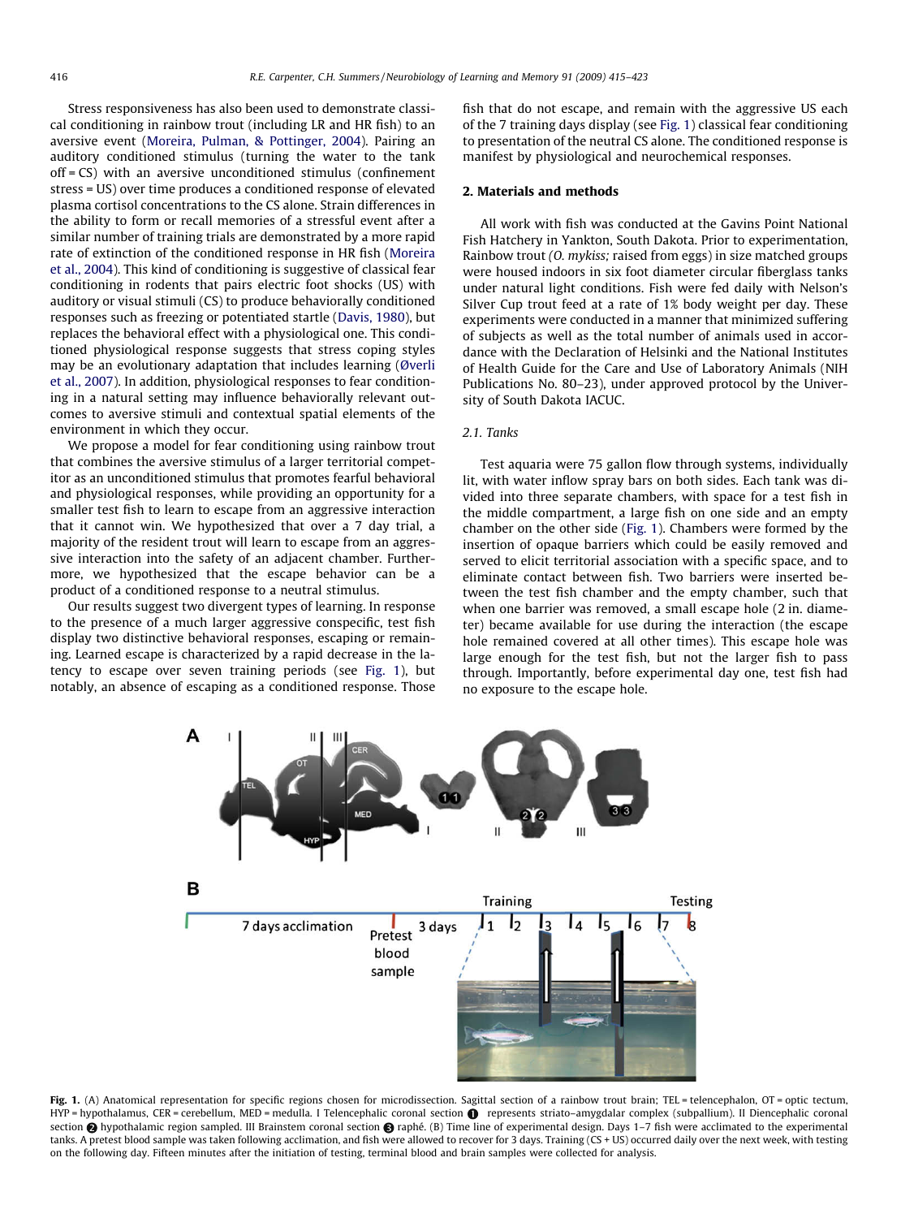Stress responsiveness has also been used to demonstrate classical conditioning in rainbow trout (including LR and HR fish) to an aversive event (Moreira, Pulman, & Pottinger, 2004). Pairing an auditory conditioned stimulus (turning the water to the tank off = CS) with an aversive unconditioned stimulus (confinement stress = US) over time produces a conditioned response of elevated plasma cortisol concentrations to the CS alone. Strain differences in the ability to form or recall memories of a stressful event after a similar number of training trials are demonstrated by a more rapid rate of extinction of the conditioned response in HR fish (Moreira et al., 2004). This kind of conditioning is suggestive of classical fear conditioning in rodents that pairs electric foot shocks (US) with auditory or visual stimuli (CS) to produce behaviorally conditioned responses such as freezing or potentiated startle (Davis, 1980), but replaces the behavioral effect with a physiological one. This conditioned physiological response suggests that stress coping styles may be an evolutionary adaptation that includes learning (Øverli et al., 2007). In addition, physiological responses to fear conditioning in a natural setting may influence behaviorally relevant outcomes to aversive stimuli and contextual spatial elements of the environment in which they occur.

We propose a model for fear conditioning using rainbow trout that combines the aversive stimulus of a larger territorial competitor as an unconditioned stimulus that promotes fearful behavioral and physiological responses, while providing an opportunity for a smaller test fish to learn to escape from an aggressive interaction that it cannot win. We hypothesized that over a 7 day trial, a majority of the resident trout will learn to escape from an aggressive interaction into the safety of an adjacent chamber. Furthermore, we hypothesized that the escape behavior can be a product of a conditioned response to a neutral stimulus.

Our results suggest two divergent types of learning. In response to the presence of a much larger aggressive conspecific, test fish display two distinctive behavioral responses, escaping or remaining. Learned escape is characterized by a rapid decrease in the latency to escape over seven training periods (see Fig. 1), but notably, an absence of escaping as a conditioned response. Those fish that do not escape, and remain with the aggressive US each of the 7 training days display (see Fig. 1) classical fear conditioning to presentation of the neutral CS alone. The conditioned response is manifest by physiological and neurochemical responses.

## 2. Materials and methods

All work with fish was conducted at the Gavins Point National Fish Hatchery in Yankton, South Dakota. Prior to experimentation, Rainbow trout *(O. mykiss;* raised from eggs) in size matched groups were housed indoors in six foot diameter circular fiberglass tanks under natural light conditions. Fish were fed daily with Nelson's Silver Cup trout feed at a rate of 1% body weight per day. These experiments were conducted in a manner that minimized suffering of subjects as well as the total number of animals used in accordance with the Declaration of Helsinki and the National Institutes of Health Guide for the Care and Use of Laboratory Animals (NIH Publications No. 80–23), under approved protocol by the University of South Dakota IACUC.

### 2.1. Tanks

Test aquaria were 75 gallon flow through systems, individually lit, with water inflow spray bars on both sides. Each tank was divided into three separate chambers, with space for a test fish in the middle compartment, a large fish on one side and an empty chamber on the other side (Fig. 1). Chambers were formed by the insertion of opaque barriers which could be easily removed and served to elicit territorial association with a specific space, and to eliminate contact between fish. Two barriers were inserted between the test fish chamber and the empty chamber, such that when one barrier was removed, a small escape hole (2 in. diameter) became available for use during the interaction (the escape hole remained covered at all other times). This escape hole was large enough for the test fish, but not the larger fish to pass through. Importantly, before experimental day one, test fish had no exposure to the escape hole.

**Fig. 1.** (A) Anatomical representation for specific regions chosen for microdissection. Sagittal section of a rainbow trout brain; TEL = telencephalon, OT = optic tectum, HYP = hypothalamus, CER = cerebellum, MED = medulla. I Telencephalic coronal section ❶ represents striato–amygdalar complex (subpallium). II Diencephalic coronal section ❷ hypothalamic region sampled. III Brainstem coronal section ❸ raphé. (B) Time line of experimental design. Days 1–7 fish were acclimated to the experimental tanks. A pretest blood sample was taken following acclimation, and fish were allowed to recover for 3 days. Training (CS + US) occurred daily over the next week, with testing on the following day. Fifteen minutes after the initiation of testing, terminal blood and brain samples were collected for analysis.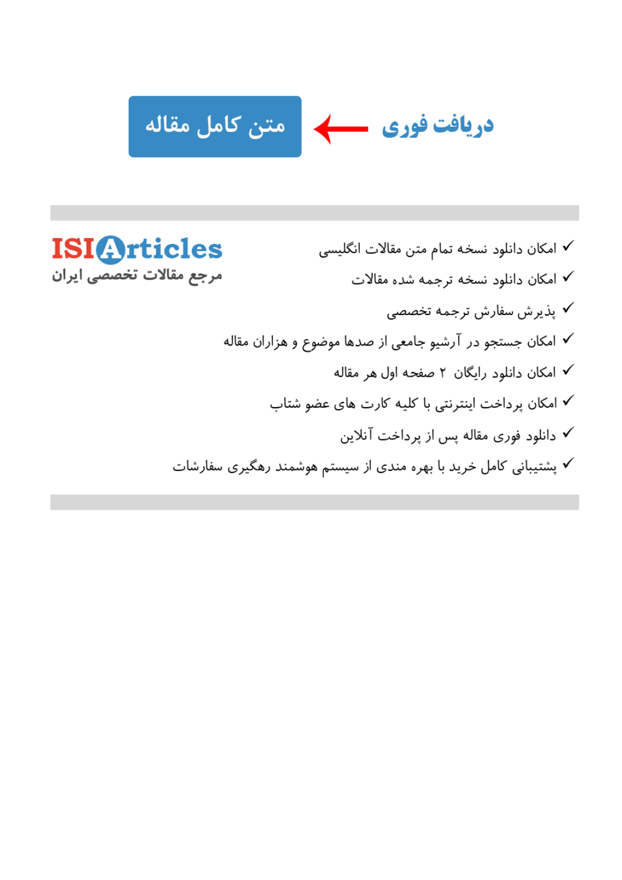دریافت فوری ← متن کامل مقاله

**ISIArticles**

مرجع مقالات تخصصی ایران

- ✓ امکان دانلود نسخه تمام متن مقالات انگلیسی
- ✓ امکان دانلود نسخه ترجمه شده مقالات
- ✓ پذیرش سفارش ترجمه تخصصی
- ✓ امکان جستجو در آرشیو جامعی از صدها موضوع و هزاران مقاله
- ✓ امکان دانلود رایگان ۲ صفحه اول هر مقاله
- ✓ امکان پرداخت اینترنتی با کلیه کارت های عضو شتاب
- ✓ دانلود فوری مقاله پس از پرداخت آنلاین
- ✓ پشتیبانی کامل خرید با بهره مندی از سیستم هوشمند رهگیری سفارشات